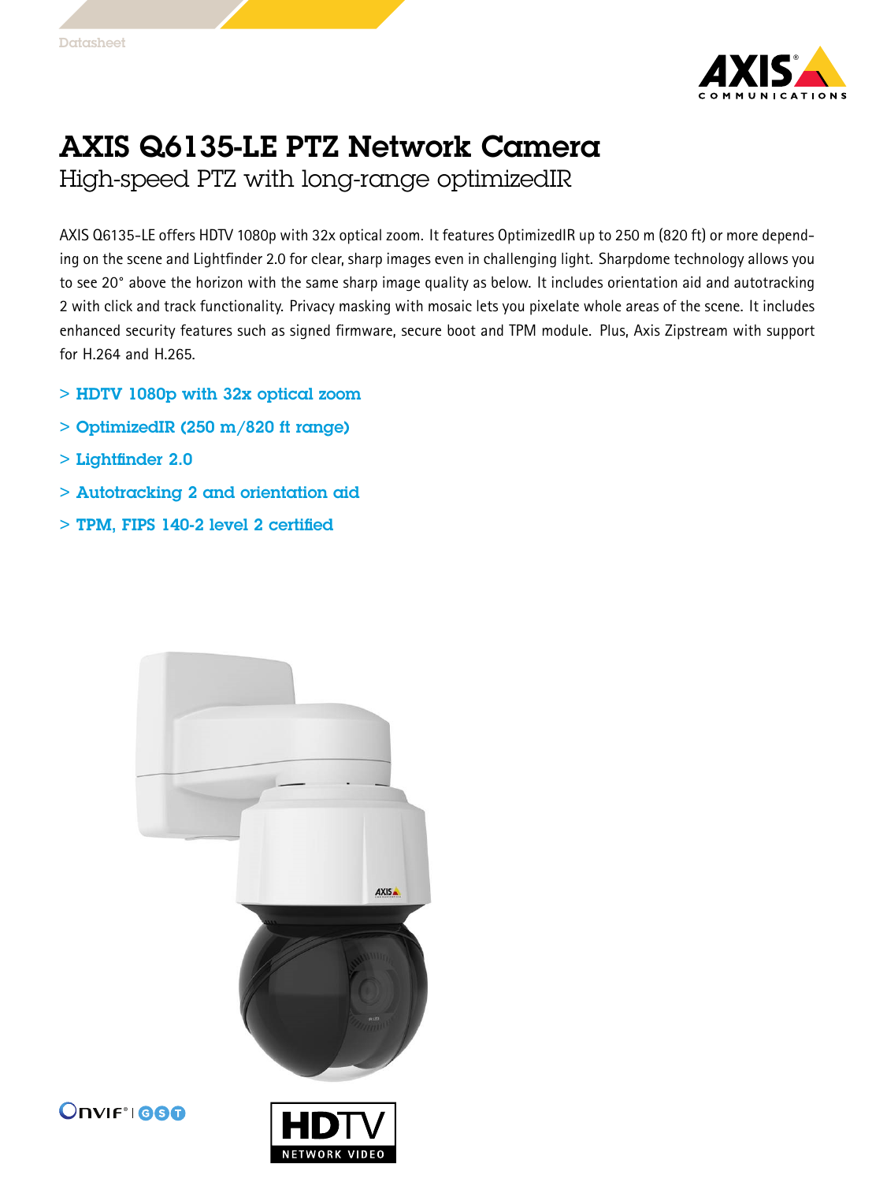Datasheet

# AXIS Q6135-LE PTZ Network Camera

## High-speed PTZ with long-range optimizedIR

AXIS Q6135-LE offers HDTV 1080p with 32x optical zoom. It features OptimizedIR up to 250 m (820 ft) or more depending on the scene and Lightfinder 2.0 for clear, sharp images even in challenging light. Sharpdome technology allows you to see 20° above the horizon with the same sharp image quality as below. It includes orientation aid and autotracking 2 with click and track functionality. Privacy masking with mosaic lets you pixelate whole areas of the scene. It includes enhanced security features such as signed firmware, secure boot and TPM module. Plus, Axis Zipstream with support for H.264 and H.265.

- **HDTV 1080p with 32x optical zoom**
- **OptimizedIR (250 m/820 ft range)**
- **Lightfinder 2.0**
- **Autotracking 2 and orientation aid**
- **TPM, FIPS 140-2 level 2 certified**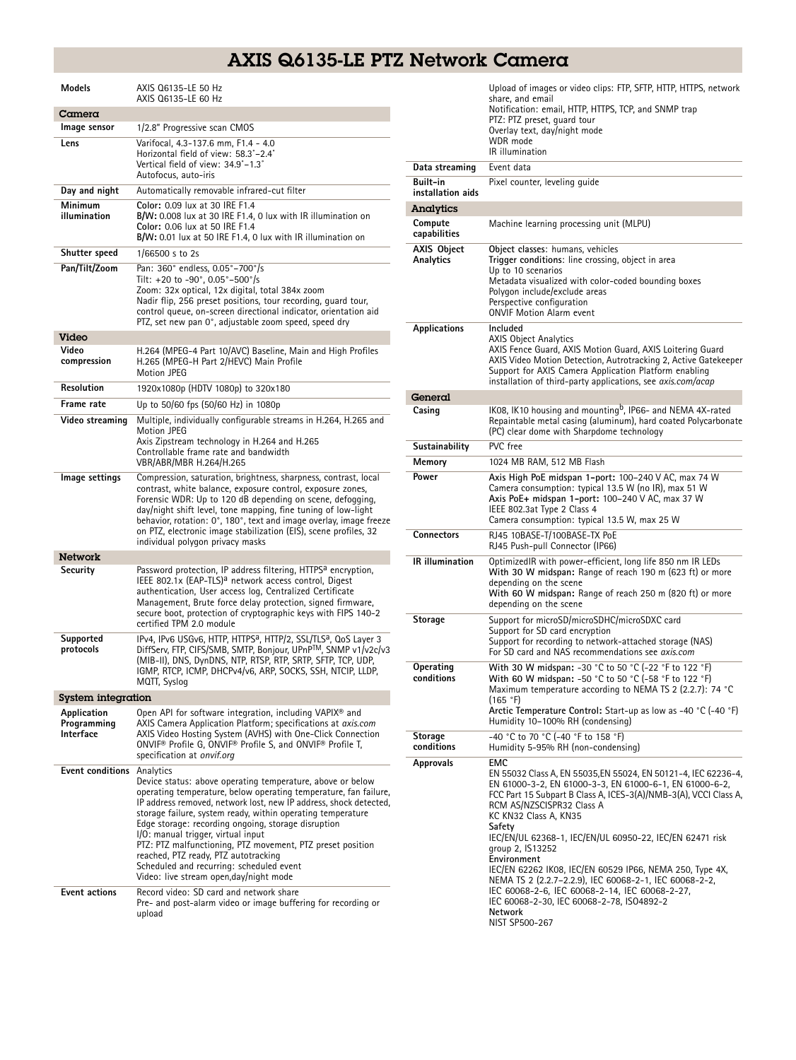# AXIS Q6135-LE PTZ Network Camera

| | |
|---|---|
| **Models** | AXIS Q6135-LE 50 Hz<br>AXIS Q6135-LE 60 Hz |

## Camera

| | |
|---|---|
| **Image sensor** | 1/2.8" Progressive scan CMOS |
| **Lens** | Varifocal, 4.3-137.6 mm, F1.4 - 4.0<br>Horizontal field of view: 58.3˚–2.4˚<br>Vertical field of view: 34.9˚–1.3˚<br>Autofocus, auto-iris |
| **Day and night** | Automatically removable infrared-cut filter |
| **Minimum illumination** | **Color:** 0.09 lux at 30 IRE F1.4<br>**B/W:** 0.008 lux at 30 IRE F1.4, 0 lux with IR illumination on<br>**Color:** 0.06 lux at 50 IRE F1.4<br>**B/W:** 0.01 lux at 50 IRE F1.4, 0 lux with IR illumination on |
| **Shutter speed** | 1/66500 s to 2s |
| **Pan/Tilt/Zoom** | Pan: 360° endless, 0.05°–700°/s<br>Tilt: +20 to -90°, 0.05°–500°/s<br>Zoom: 32x optical, 12x digital, total 384x zoom<br>Nadir flip, 256 preset positions, tour recording, guard tour, control queue, on-screen directional indicator, orientation aid PTZ, set new pan 0°, adjustable zoom speed, speed dry |

## Video

| | |
|---|---|
| **Video compression** | H.264 (MPEG-4 Part 10/AVC) Baseline, Main and High Profiles<br>H.265 (MPEG-H Part 2/HEVC) Main Profile<br>Motion JPEG |
| **Resolution** | 1920x1080p (HDTV 1080p) to 320x180 |
| **Frame rate** | Up to 50/60 fps (50/60 Hz) in 1080p |
| **Video streaming** | Multiple, individually configurable streams in H.264, H.265 and Motion JPEG<br>Axis Zipstream technology in H.264 and H.265<br>Controllable frame rate and bandwidth<br>VBR/ABR/MBR H.264/H.265 |
| **Image settings** | Compression, saturation, brightness, sharpness, contrast, local contrast, white balance, exposure control, exposure zones, Forensic WDR: Up to 120 dB depending on scene, defogging, day/night shift level, tone mapping, fine tuning of low-light behavior, rotation: 0°, 180°, text and image overlay, image freeze on PTZ, electronic image stabilization (EIS), scene profiles, 32 individual polygon privacy masks |

## Network

| | |
|---|---|
| **Security** | Password protection, IP address filtering, HTTPS[a] encryption, IEEE 802.1x (EAP-TLS)[a] network access control, Digest authentication, User access log, Centralized Certificate Management, Brute force delay protection, signed firmware, secure boot, protection of cryptographic keys with FIPS 140-2 certified TPM 2.0 module |
| **Supported protocols** | IPv4, IPv6 USGv6, HTTP, HTTPS[a], HTTP/2, SSL/TLS[a], QoS Layer 3 DiffServ, FTP, CIFS/SMB, SMTP, Bonjour, UPnP™, SNMP v1/v2c/v3 (MIB-II), DNS, DynDNS, NTP, RTSP, RTP, SRTP, SFTP, TCP, UDP, IGMP, RTCP, ICMP, DHCPv4/v6, ARP, SOCKS, SSH, NTCIP, LLDP, MQTT, Syslog |

## System integration

| | |
|---|---|
| **Application Programming Interface** | Open API for software integration, including VAPIX® and AXIS Camera Application Platform; specifications at *axis.com*<br>AXIS Video Hosting System (AVHS) with One-Click Connection<br>ONVIF® Profile G, ONVIF® Profile S, and ONVIF® Profile T, specification at *onvif.org* |
| **Event conditions** | Analytics<br>Device status: above operating temperature, above or below operating temperature, below operating temperature, fan failure, IP address removed, network lost, new IP address, shock detected, storage failure, system ready, within operating temperature<br>Edge storage: recording ongoing, storage disruption<br>I/O: manual trigger, virtual input<br>PTZ: PTZ malfunctioning, PTZ movement, PTZ preset position reached, PTZ ready, PTZ autotracking<br>Scheduled and recurring: scheduled event<br>Video: live stream open,day/night mode |
| **Event actions** | Record video: SD card and network share<br>Pre- and post-alarm video or image buffering for recording or upload<br>Upload of images or video clips: FTP, SFTP, HTTP, HTTPS, network share, and email<br>Notification: email, HTTP, HTTPS, TCP, and SNMP trap<br>PTZ: PTZ preset, guard tour<br>Overlay text, day/night mode<br>WDR mode<br>IR illumination |
| **Data streaming** | Event data |
| **Built-in installation aids** | Pixel counter, leveling guide |

## Analytics

| | |
|---|---|
| **Compute capabilities** | Machine learning processing unit (MLPU) |
| **AXIS Object Analytics** | **Object classes**: humans, vehicles<br>**Trigger conditions**: line crossing, object in area<br>Up to 10 scenarios<br>Metadata visualized with color-coded bounding boxes<br>Polygon include/exclude areas<br>Perspective configuration<br>ONVIF Motion Alarm event |
| **Applications** | Included<br>AXIS Object Analytics<br>AXIS Fence Guard, AXIS Motion Guard, AXIS Loitering Guard<br>AXIS Video Motion Detection, Autotracking 2, Active Gatekeeper<br>Support for AXIS Camera Application Platform enabling installation of third-party applications, see *axis.com/acap* |

## General

| | |
|---|---|
| **Casing** | IK08, IK10 housing and mounting[b], IP66- and NEMA 4X-rated<br>Repaintable metal casing (aluminum), hard coated Polycarbonate (PC) clear dome with Sharpdome technology |
| **Sustainability** | PVC free |
| **Memory** | 1024 MB RAM, 512 MB Flash |
| **Power** | **Axis High PoE midspan 1-port:** 100–240 V AC, max 74 W<br>Camera consumption: typical 13.5 W (no IR), max 51 W<br>**Axis PoE+ midspan 1-port:** 100–240 V AC, max 37 W<br>IEEE 802.3at Type 2 Class 4<br>Camera consumption: typical 13.5 W, max 25 W |
| **Connectors** | RJ45 10BASE-T/100BASE-TX PoE<br>RJ45 Push-pull Connector (IP66) |
| **IR illumination** | OptimizedIR with power-efficient, long life 850 nm IR LEDs<br>**With 30 W midspan:** Range of reach 190 m (623 ft) or more depending on the scene<br>**With 60 W midspan:** Range of reach 250 m (820 ft) or more depending on the scene |
| **Storage** | Support for microSD/microSDHC/microSDXC card<br>Support for SD card encryption<br>Support for recording to network-attached storage (NAS)<br>For SD card and NAS recommendations see *axis.com* |
| **Operating conditions** | **With 30 W midspan:** -30 °C to 50 °C (-22 °F to 122 °F)<br>**With 60 W midspan:** -50 °C to 50 °C (-58 °F to 122 °F)<br>Maximum temperature according to NEMA TS 2 (2.2.7): 74 °C (165 °F)<br>**Arctic Temperature Control:** Start-up as low as -40 °C (-40 °F)<br>Humidity 10–100% RH (condensing) |
| **Storage conditions** | -40 °C to 70 °C (-40 °F to 158 °F)<br>Humidity 5-95% RH (non-condensing) |
| **Approvals** | **EMC**<br>EN 55032 Class A, EN 55035,EN 55024, EN 50121-4, IEC 62236-4, EN 61000-3-2, EN 61000-3-3, EN 61000-6-1, EN 61000-6-2, FCC Part 15 Subpart B Class A, ICES-3(A)/NMB-3(A), VCCI Class A, RCM AS/NZSCISPR32 Class A<br>KC KN32 Class A, KN35<br>**Safety**<br>IEC/EN/UL 62368-1, IEC/EN/UL 60950-22, IEC/EN 62471 risk group 2, IS13252<br>**Environment**<br>IEC/EN 62262 IK08, IEC/EN 60529 IP66, NEMA 250, Type 4X, NEMA TS 2 (2.2.7-2.2.9), IEC 60068-2-1, IEC 60068-2-2, IEC 60068-2-6, IEC 60068-2-14, IEC 60068-2-27, IEC 60068-2-30, IEC 60068-2-78, ISO4892-2<br>**Network**<br>NIST SP500-267 |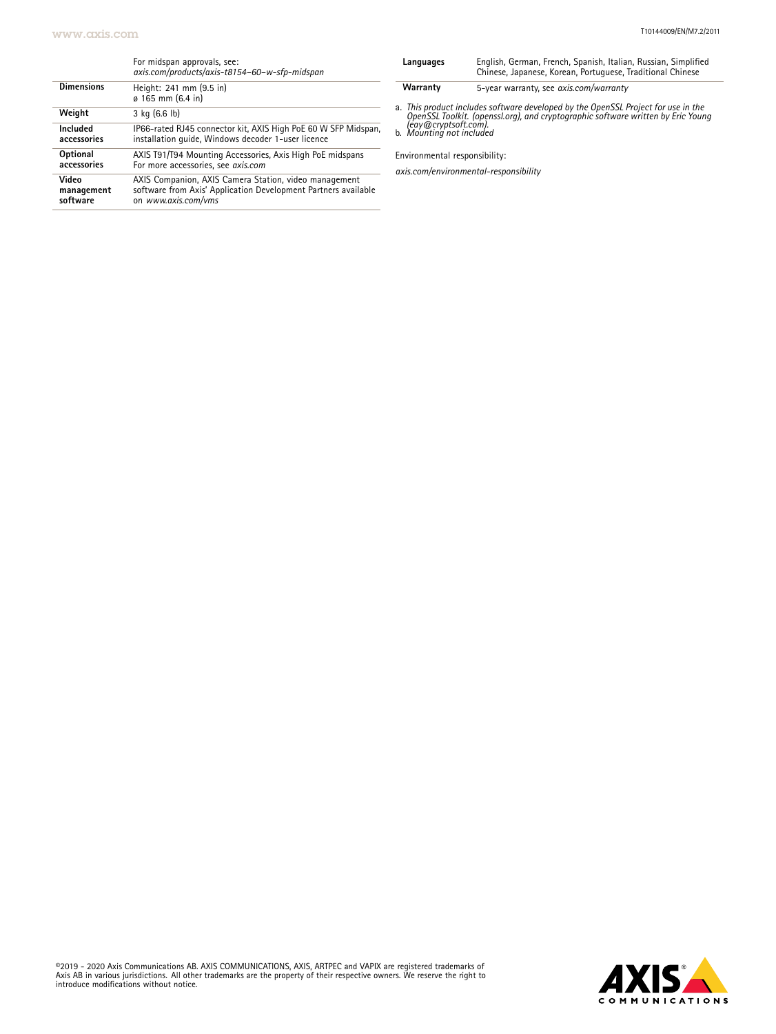| | |
|---|---|
| | For midspan approvals, see: *axis.com/products/axis-t8154-60-w-sfp-midspan* |
| **Dimensions** | Height: 241 mm (9.5 in)<br>ø 165 mm (6.4 in) |
| **Weight** | 3 kg (6.6 lb) |
| **Included accessories** | IP66-rated RJ45 connector kit, AXIS High PoE 60 W SFP Midspan, installation guide, Windows decoder 1-user licence |
| **Optional accessories** | AXIS T91/T94 Mounting Accessories, Axis High PoE midspans<br>For more accessories, see *axis.com* |
| **Video management software** | AXIS Companion, AXIS Camera Station, video management software from Axis' Application Development Partners available on *www.axis.com/vms* |
| **Languages** | English, German, French, Spanish, Italian, Russian, Simplified Chinese, Japanese, Korean, Portuguese, Traditional Chinese |
| **Warranty** | 5-year warranty, see *axis.com/warranty* |

a. *This product includes software developed by the OpenSSL Project for use in the OpenSSL Toolkit. (openssl.org), and cryptographic software written by Eric Young (eay@cryptsoft.com).*

b. *Mounting not included*

Environmental responsibility:

*axis.com/environmental-responsibility*

©2019 - 2020 Axis Communications AB. AXIS COMMUNICATIONS, AXIS, ARTPEC and VAPIX are registered trademarks of Axis AB in various jurisdictions. All other trademarks are the property of their respective owners. We reserve the right to introduce modifications without notice.